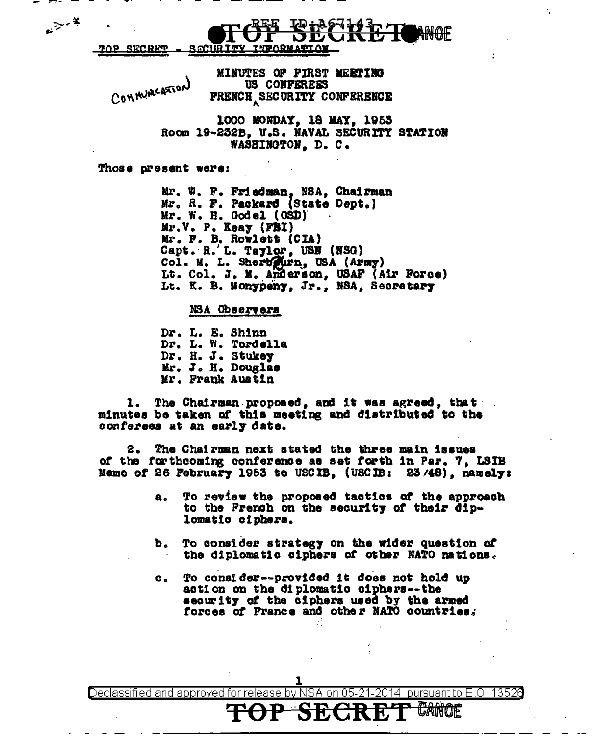TOP SECRET - SECURITY INFORMATION

MINUTES OF FIRST MEETING
US CONFEREES
FRENCH COMMUNICATION SECURITY CONFERENCE

1000 MONDAY, 18 MAY, 1953
Room 19-232B, U.S. NAVAL SECURITY STATION
WASHINGTON, D. C.

Those present were:

Mr. W. F. Friedman, NSA, Chairman
Mr. R. F. Packard (State Dept.)
Mr. W. H. Godel (OSD)
Mr. V. P. Keay (FBI)
Mr. F. B. Rowlett (CIA)
Capt. R. L. Taylor, USN (NSG)
Col. M. L. Sherburn, USA (Army)
Lt. Col. J. M. Anderson, USAF (Air Force)
Lt. K. B. Monypeny, Jr., NSA, Secretary

NSA Observers

Dr. L. E. Shinn
Dr. L. W. Tordella
Dr. H. J. Stukey
Mr. J. H. Douglas
Mr. Frank Austin

1. The Chairman proposed, and it was agreed, that minutes be taken of this meeting and distributed to the conferees at an early date.

2. The Chairman next stated the three main issues of the forthcoming conference as set forth in Par. 7, LSIB Memo of 26 February 1953 to USCIB, (USCIB: 23/48), namely:

   a. To review the proposed tactics of the approach to the French on the security of their diplomatic ciphers.

   b. To consider strategy on the wider question of the diplomatic ciphers of other NATO nations.

   c. To consider--provided it does not hold up action on the diplomatic ciphers--the security of the ciphers used by the armed forces of France and other NATO countries.

Declassified and approved for release by NSA on 05-21-2014 pursuant to E.O. 13526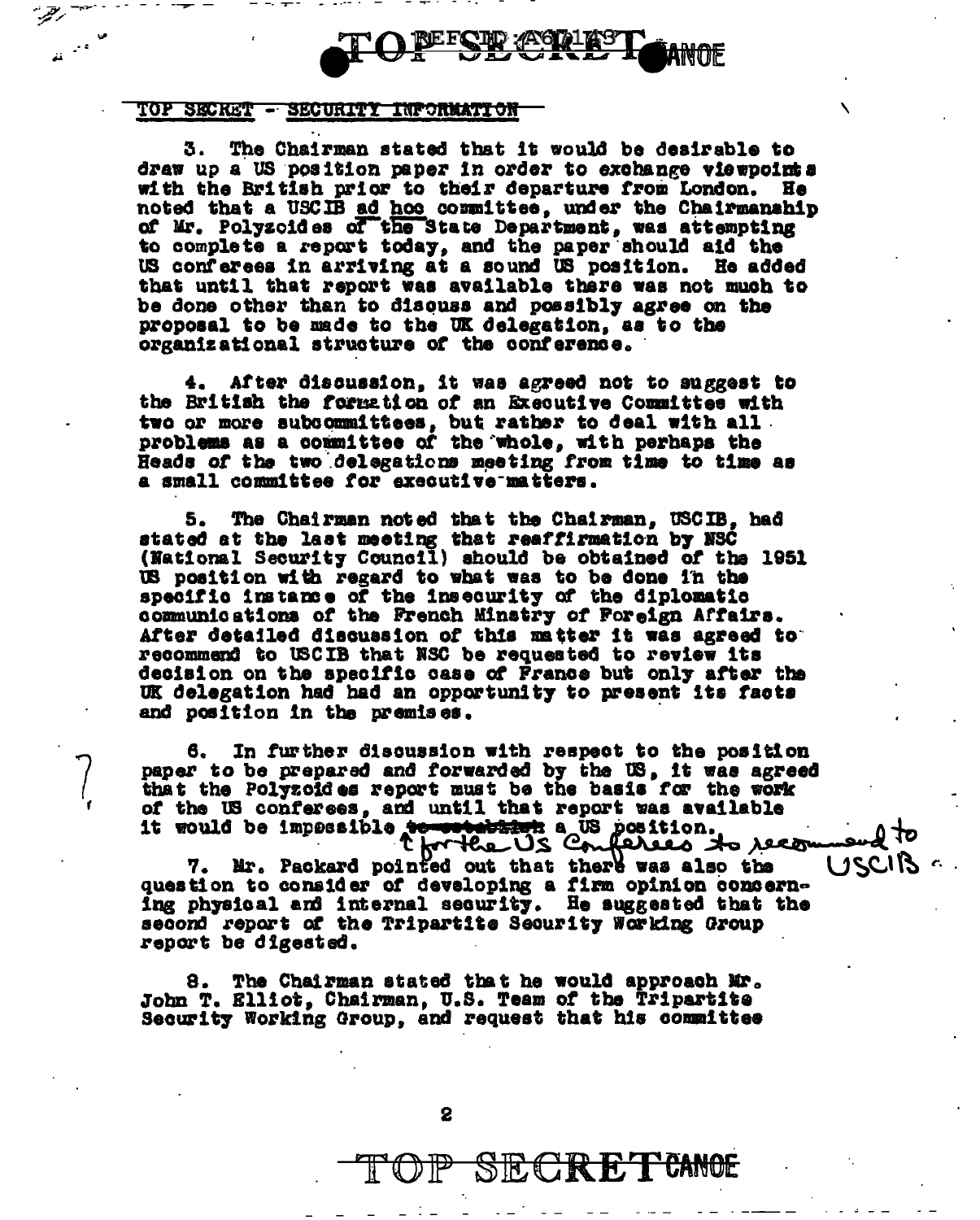TOP SECRET - SECURITY INFORMATION

3. The Chairman stated that it would be desirable to draw up a US position paper in order to exchange viewpoints with the British prior to their departure from London. He noted that a USCIB ad hoc committee, under the Chairmanship of Mr. Polyzoides of the State Department, was attempting to complete a report today, and the paper should aid the US conferees in arriving at a sound US position. He added that until that report was available there was not much to be done other than to discuss and possibly agree on the proposal to be made to the UK delegation, as to the organizational structure of the conference.

4. After discussion, it was agreed not to suggest to the British the formation of an Executive Committee with two or more subcommittees, but rather to deal with all problems as a committee of the whole, with perhaps the Heads of the two delegations meeting from time to time as a small committee for executive matters.

5. The Chairman noted that the Chairman, USCIB, had stated at the last meeting that reaffirmation by NSC (National Security Council) should be obtained of the 1951 US position with regard to what was to be done in the specific instance of the insecurity of the diplomatic communications of the French Ministry of Foreign Affairs. After detailed discussion of this matter it was agreed to recommend to USCIB that NSC be requested to review its decision on the specific case of France but only after the UK delegation had had an opportunity to present its facts and position in the premises.

6. In further discussion with respect to the position paper to be prepared and forwarded by the US, it was agreed that the Polyzoides report must be the basis for the work of the US conferees, and until that report was available it would be impossible ~~to establish~~ for the US Conferees to recommend to USCIB a US position.

7. Mr. Packard pointed out that there was also the question to consider of developing a firm opinion concerning physical and internal security. He suggested that the second report of the Tripartite Security Working Group report be digested.

8. The Chairman stated that he would approach Mr. John T. Elliot, Chairman, U.S. Team of the Tripartite Security Working Group, and request that his committee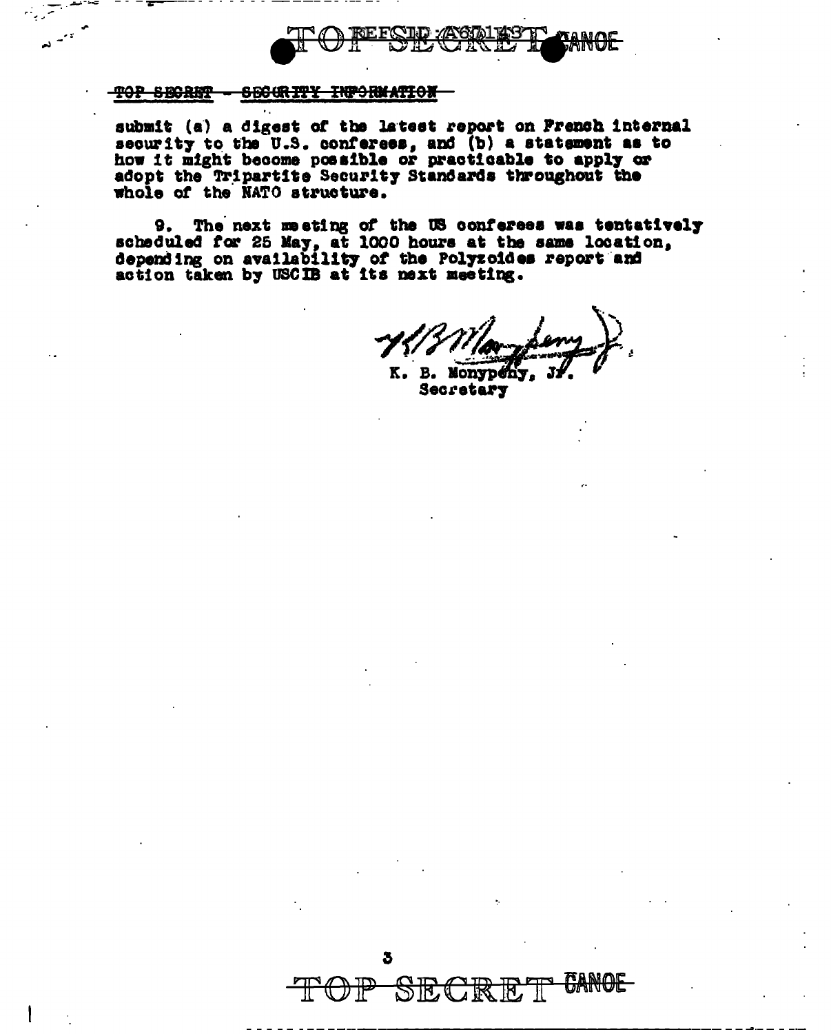TOP SECRET - SECURITY INFORMATION

submit (a) a digest of the latest report on French internal security to the U.S. conferees, and (b) a statement as to how it might become possible or practicable to apply or adopt the Tripartite Security Standards throughout the whole of the NATO structure.

9. The next meeting of the US conferees was tentatively scheduled for 25 May, at 1000 hours at the same location, depending on availability of the Polyzoides report and action taken by USCIB at its next meeting.

K. B. Monypeny, Jr.
Secretary